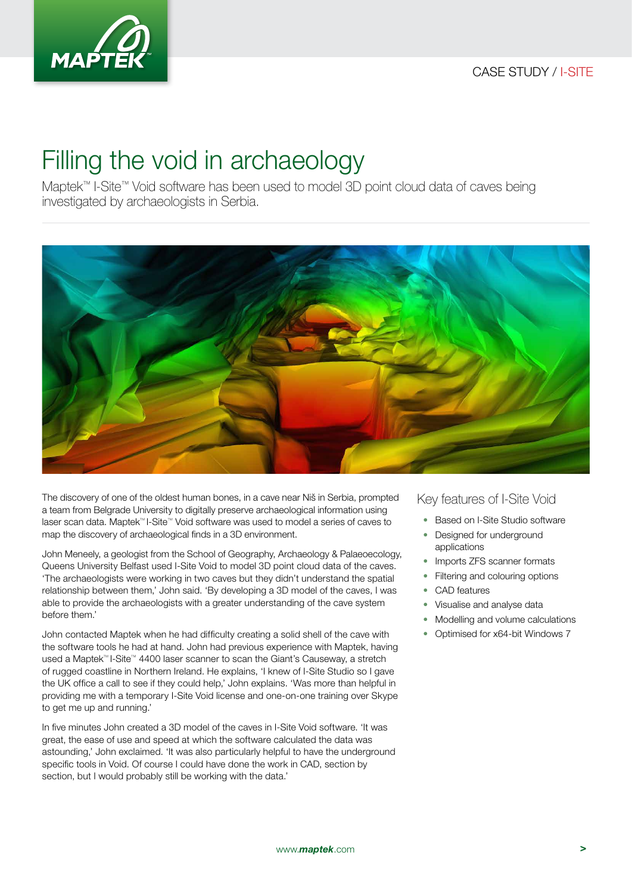CASE STUDY / I-SITE

# Filling the void in archaeology

Maptek™ I-Site™ Void software has been used to model 3D point cloud data of caves being investigated by archaeologists in Serbia.

The discovery of one of the oldest human bones, in a cave near Niš in Serbia, prompted a team from Belgrade University to digitally preserve archaeological information using laser scan data. Maptek™ I-Site™ Void software was used to model a series of caves to map the discovery of archaeological finds in a 3D environment.

John Meneely, a geologist from the School of Geography, Archaeology & Palaeoecology, Queens University Belfast used I-Site Void to model 3D point cloud data of the caves. 'The archaeologists were working in two caves but they didn't understand the spatial relationship between them,' John said. 'By developing a 3D model of the caves, I was able to provide the archaeologists with a greater understanding of the cave system before them.'

John contacted Maptek when he had difficulty creating a solid shell of the cave with the software tools he had at hand. John had previous experience with Maptek, having used a Maptek™ I-Site™ 4400 laser scanner to scan the Giant's Causeway, a stretch of rugged coastline in Northern Ireland. He explains, 'I knew of I-Site Studio so I gave the UK office a call to see if they could help,' John explains. 'Was more than helpful in providing me with a temporary I-Site Void license and one-on-one training over Skype to get me up and running.'

In five minutes John created a 3D model of the caves in I-Site Void software. 'It was great, the ease of use and speed at which the software calculated the data was astounding,' John exclaimed. 'It was also particularly helpful to have the underground specific tools in Void. Of course I could have done the work in CAD, section by section, but I would probably still be working with the data.'

## Key features of I-Site Void

- Based on I-Site Studio software
- Designed for underground applications
- Imports ZFS scanner formats
- Filtering and colouring options
- CAD features
- Visualise and analyse data
- Modelling and volume calculations
- Optimised for x64-bit Windows 7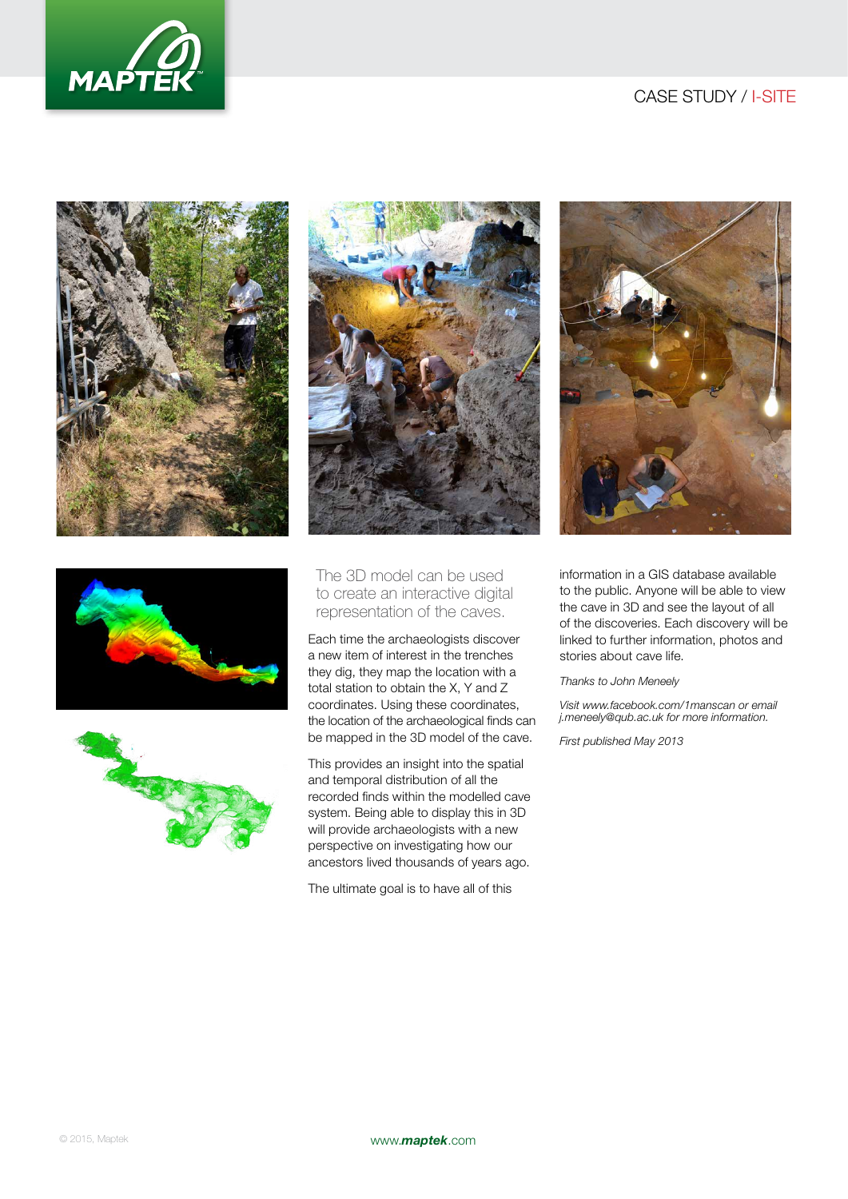The 3D model can be used to create an interactive digital representation of the caves.

Each time the archaeologists discover a new item of interest in the trenches they dig, they map the location with a total station to obtain the X, Y and Z coordinates. Using these coordinates, the location of the archaeological finds can be mapped in the 3D model of the cave.

This provides an insight into the spatial and temporal distribution of all the recorded finds within the modelled cave system. Being able to display this in 3D will provide archaeologists with a new perspective on investigating how our ancestors lived thousands of years ago.

The ultimate goal is to have all of this information in a GIS database available to the public. Anyone will be able to view the cave in 3D and see the layout of all of the discoveries. Each discovery will be linked to further information, photos and stories about cave life.

*Thanks to John Meneely*

*Visit www.facebook.com/1manscan or email j.meneely@qub.ac.uk for more information.*

*First published May 2013*